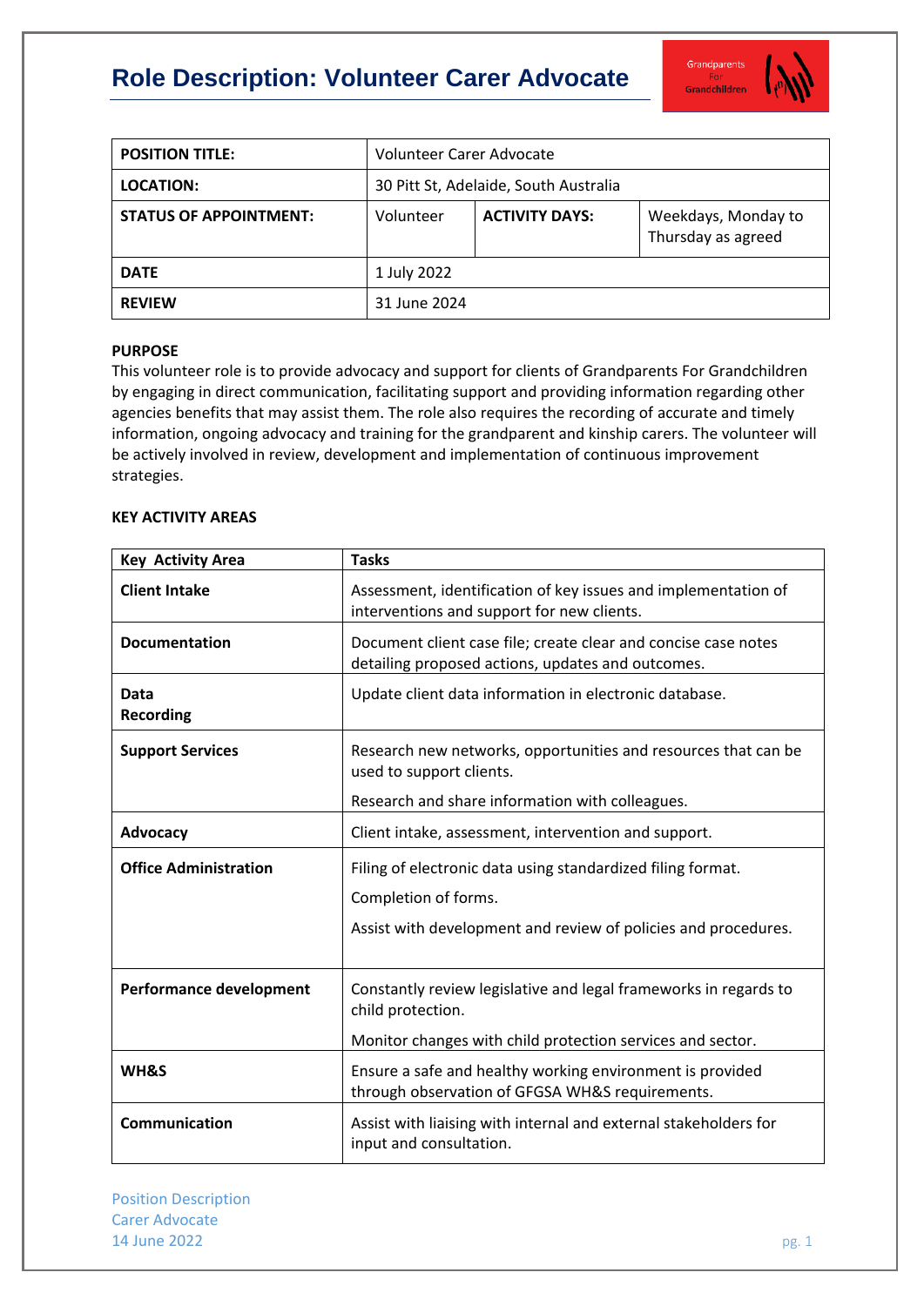# Role Description: Volunteer Carer Advocate

| POSITION TITLE: | Volunteer Carer Advocate | | |
|---|---|---|---|
| LOCATION: | 30 Pitt St, Adelaide, South Australia | | |
| STATUS OF APPOINTMENT: | Volunteer | ACTIVITY DAYS: | Weekdays, Monday to Thursday as agreed |
| DATE | 1 July 2022 | | |
| REVIEW | 31 June 2024 | | |

**PURPOSE**

This volunteer role is to provide advocacy and support for clients of Grandparents For Grandchildren by engaging in direct communication, facilitating support and providing information regarding other agencies benefits that may assist them. The role also requires the recording of accurate and timely information, ongoing advocacy and training for the grandparent and kinship carers. The volunteer will be actively involved in review, development and implementation of continuous improvement strategies.

**KEY ACTIVITY AREAS**

| Key Activity Area | Tasks |
|---|---|
| **Client Intake** | Assessment, identification of key issues and implementation of interventions and support for new clients. |
| **Documentation** | Document client case file; create clear and concise case notes detailing proposed actions, updates and outcomes. |
| **Data Recording** | Update client data information in electronic database. |
| **Support Services** | Research new networks, opportunities and resources that can be used to support clients.<br>Research and share information with colleagues. |
| **Advocacy** | Client intake, assessment, intervention and support. |
| **Office Administration** | Filing of electronic data using standardized filing format.<br>Completion of forms.<br>Assist with development and review of policies and procedures. |
| **Performance development** | Constantly review legislative and legal frameworks in regards to child protection.<br>Monitor changes with child protection services and sector. |
| **WH&S** | Ensure a safe and healthy working environment is provided through observation of GFGSA WH&S requirements. |
| **Communication** | Assist with liaising with internal and external stakeholders for input and consultation. |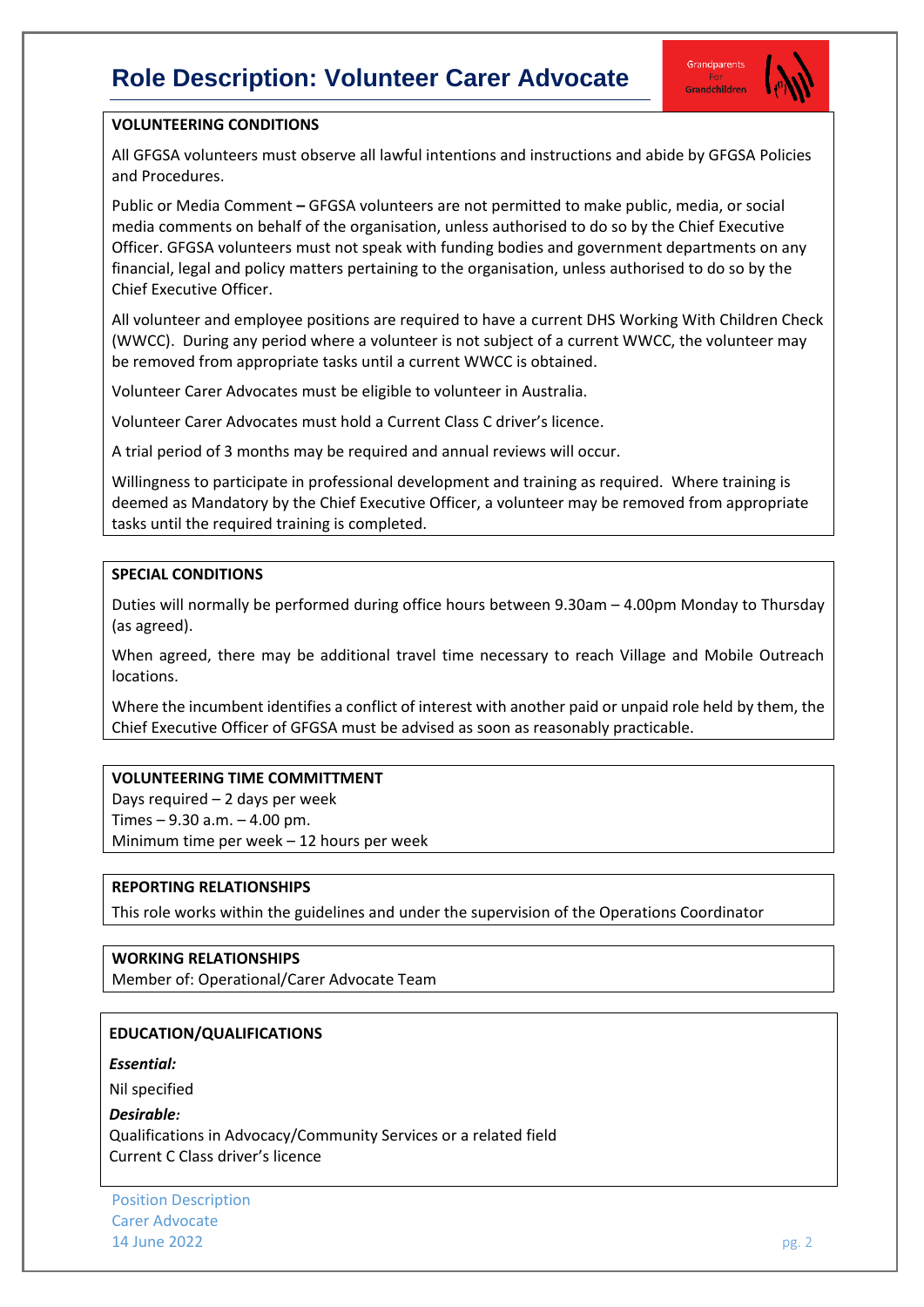# Role Description: Volunteer Carer Advocate

## VOLUNTEERING CONDITIONS

All GFGSA volunteers must observe all lawful intentions and instructions and abide by GFGSA Policies and Procedures.

Public or Media Comment **–** GFGSA volunteers are not permitted to make public, media, or social media comments on behalf of the organisation, unless authorised to do so by the Chief Executive Officer. GFGSA volunteers must not speak with funding bodies and government departments on any financial, legal and policy matters pertaining to the organisation, unless authorised to do so by the Chief Executive Officer.

All volunteer and employee positions are required to have a current DHS Working With Children Check (WWCC). During any period where a volunteer is not subject of a current WWCC, the volunteer may be removed from appropriate tasks until a current WWCC is obtained.

Volunteer Carer Advocates must be eligible to volunteer in Australia.

Volunteer Carer Advocates must hold a Current Class C driver's licence.

A trial period of 3 months may be required and annual reviews will occur.

Willingness to participate in professional development and training as required. Where training is deemed as Mandatory by the Chief Executive Officer, a volunteer may be removed from appropriate tasks until the required training is completed.

## SPECIAL CONDITIONS

Duties will normally be performed during office hours between 9.30am – 4.00pm Monday to Thursday (as agreed).

When agreed, there may be additional travel time necessary to reach Village and Mobile Outreach locations.

Where the incumbent identifies a conflict of interest with another paid or unpaid role held by them, the Chief Executive Officer of GFGSA must be advised as soon as reasonably practicable.

## VOLUNTEERING TIME COMMITTMENT

Days required – 2 days per week
Times – 9.30 a.m. – 4.00 pm.
Minimum time per week – 12 hours per week

## REPORTING RELATIONSHIPS

This role works within the guidelines and under the supervision of the Operations Coordinator

## WORKING RELATIONSHIPS

Member of: Operational/Carer Advocate Team

## EDUCATION/QUALIFICATIONS

***Essential:***

Nil specified

***Desirable:***

Qualifications in Advocacy/Community Services or a related field
Current C Class driver's licence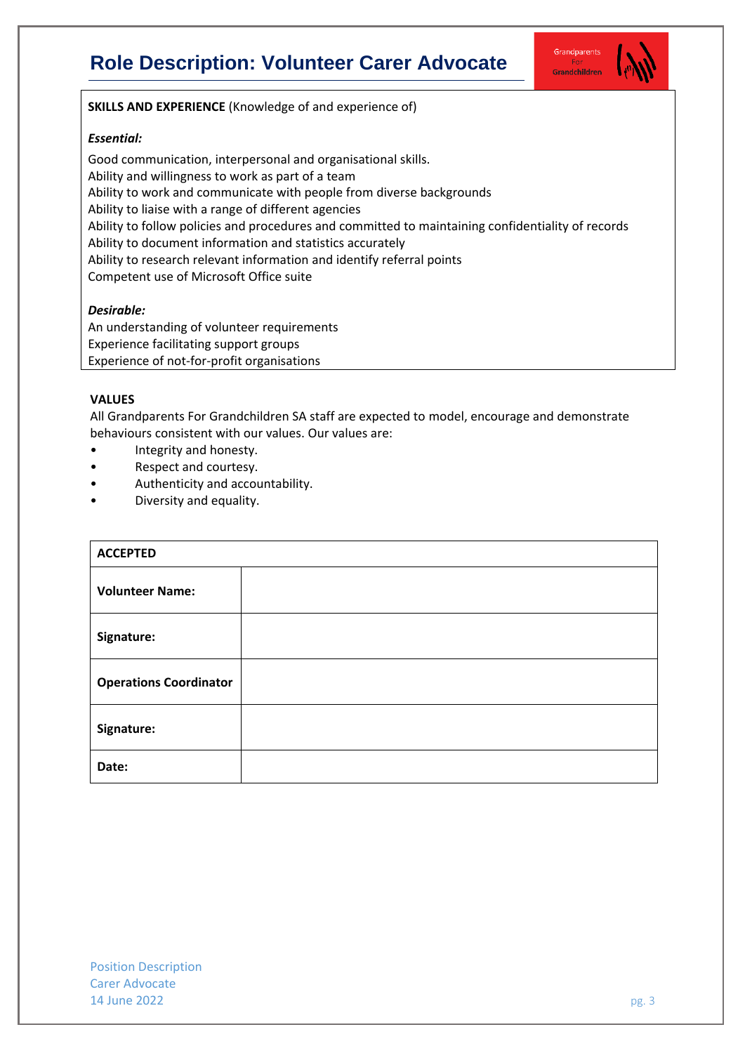# Role Description: Volunteer Carer Advocate

**SKILLS AND EXPERIENCE** (Knowledge of and experience of)

***Essential:***

Good communication, interpersonal and organisational skills.
Ability and willingness to work as part of a team
Ability to work and communicate with people from diverse backgrounds
Ability to liaise with a range of different agencies
Ability to follow policies and procedures and committed to maintaining confidentiality of records
Ability to document information and statistics accurately
Ability to research relevant information and identify referral points
Competent use of Microsoft Office suite

***Desirable:***

An understanding of volunteer requirements
Experience facilitating support groups
Experience of not-for-profit organisations

**VALUES**

All Grandparents For Grandchildren SA staff are expected to model, encourage and demonstrate behaviours consistent with our values. Our values are:

- Integrity and honesty.
- Respect and courtesy.
- Authenticity and accountability.
- Diversity and equality.

| **ACCEPTED** | |
|---|---|
| **Volunteer Name:** | |
| **Signature:** | |
| **Operations Coordinator** | |
| **Signature:** | |
| **Date:** | |

Position Description
Carer Advocate
14 June 2022